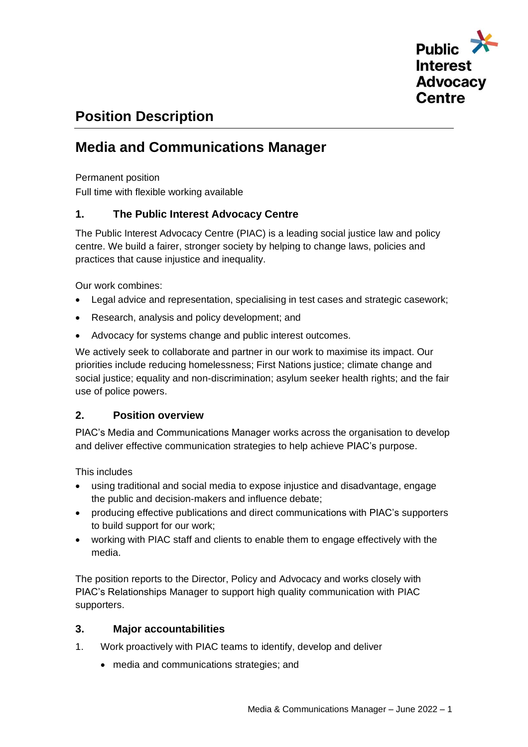Public Interest Advocacy Centre

# Position Description

## Media and Communications Manager

Permanent position
Full time with flexible working available

### 1. The Public Interest Advocacy Centre

The Public Interest Advocacy Centre (PIAC) is a leading social justice law and policy centre. We build a fairer, stronger society by helping to change laws, policies and practices that cause injustice and inequality.

Our work combines:

- Legal advice and representation, specialising in test cases and strategic casework;
- Research, analysis and policy development; and
- Advocacy for systems change and public interest outcomes.

We actively seek to collaborate and partner in our work to maximise its impact. Our priorities include reducing homelessness; First Nations justice; climate change and social justice; equality and non-discrimination; asylum seeker health rights; and the fair use of police powers.

### 2. Position overview

PIAC's Media and Communications Manager works across the organisation to develop and deliver effective communication strategies to help achieve PIAC's purpose.

This includes

- using traditional and social media to expose injustice and disadvantage, engage the public and decision-makers and influence debate;
- producing effective publications and direct communications with PIAC's supporters to build support for our work;
- working with PIAC staff and clients to enable them to engage effectively with the media.

The position reports to the Director, Policy and Advocacy and works closely with PIAC's Relationships Manager to support high quality communication with PIAC supporters.

### 3. Major accountabilities

1. Work proactively with PIAC teams to identify, develop and deliver
    - media and communications strategies; and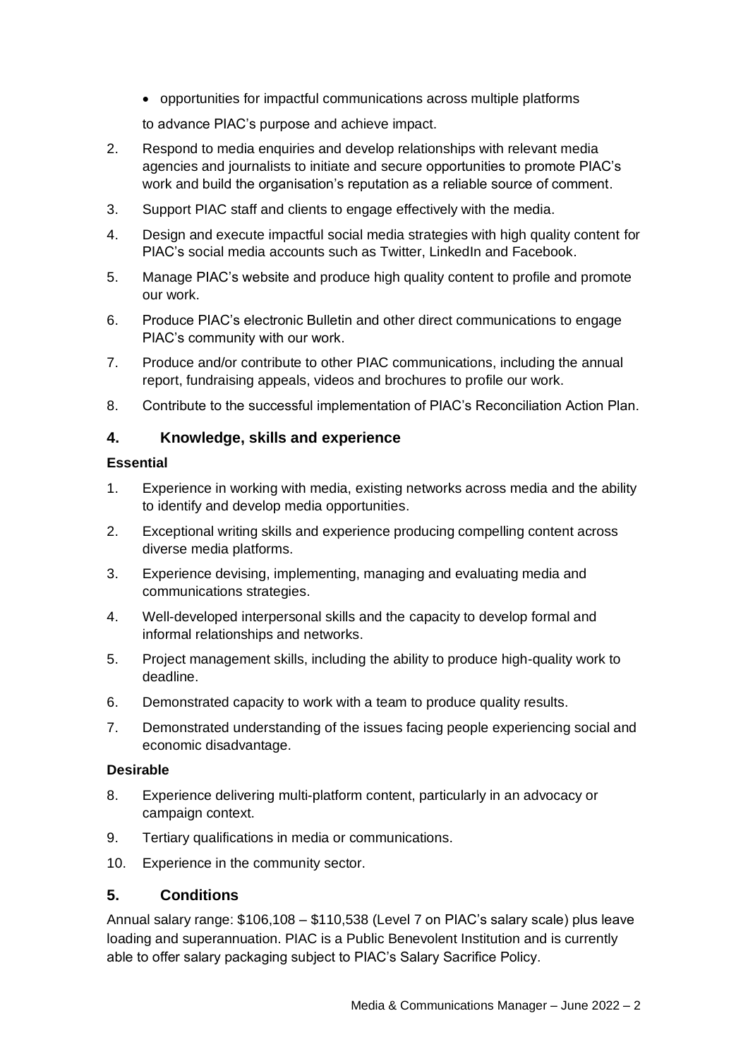- opportunities for impactful communications across multiple platforms

to advance PIAC's purpose and achieve impact.

2. Respond to media enquiries and develop relationships with relevant media agencies and journalists to initiate and secure opportunities to promote PIAC's work and build the organisation's reputation as a reliable source of comment.
3. Support PIAC staff and clients to engage effectively with the media.
4. Design and execute impactful social media strategies with high quality content for PIAC's social media accounts such as Twitter, LinkedIn and Facebook.
5. Manage PIAC's website and produce high quality content to profile and promote our work.
6. Produce PIAC's electronic Bulletin and other direct communications to engage PIAC's community with our work.
7. Produce and/or contribute to other PIAC communications, including the annual report, fundraising appeals, videos and brochures to profile our work.
8. Contribute to the successful implementation of PIAC's Reconciliation Action Plan.

## 4. Knowledge, skills and experience

**Essential**

1. Experience in working with media, existing networks across media and the ability to identify and develop media opportunities.
2. Exceptional writing skills and experience producing compelling content across diverse media platforms.
3. Experience devising, implementing, managing and evaluating media and communications strategies.
4. Well-developed interpersonal skills and the capacity to develop formal and informal relationships and networks.
5. Project management skills, including the ability to produce high-quality work to deadline.
6. Demonstrated capacity to work with a team to produce quality results.
7. Demonstrated understanding of the issues facing people experiencing social and economic disadvantage.

**Desirable**

8. Experience delivering multi-platform content, particularly in an advocacy or campaign context.
9. Tertiary qualifications in media or communications.
10. Experience in the community sector.

## 5. Conditions

Annual salary range: $106,108 – $110,538 (Level 7 on PIAC's salary scale) plus leave loading and superannuation. PIAC is a Public Benevolent Institution and is currently able to offer salary packaging subject to PIAC's Salary Sacrifice Policy.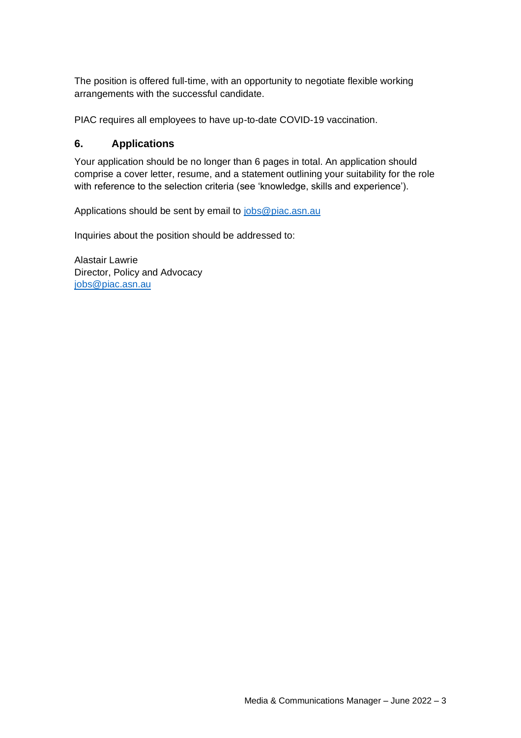The position is offered full-time, with an opportunity to negotiate flexible working arrangements with the successful candidate.

PIAC requires all employees to have up-to-date COVID-19 vaccination.

## 6. Applications

Your application should be no longer than 6 pages in total. An application should comprise a cover letter, resume, and a statement outlining your suitability for the role with reference to the selection criteria (see 'knowledge, skills and experience').

Applications should be sent by email to [jobs@piac.asn.au](mailto:jobs@piac.asn.au)

Inquiries about the position should be addressed to:

Alastair Lawrie
Director, Policy and Advocacy
[jobs@piac.asn.au](mailto:jobs@piac.asn.au)